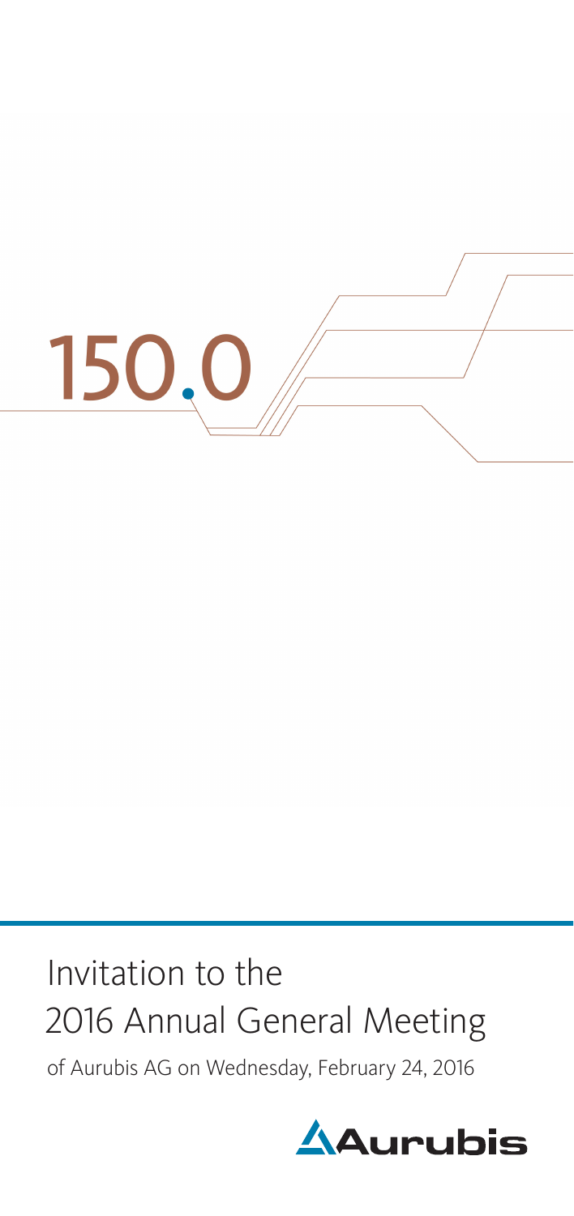150.0

# Invitation to the 2016 Annual General Meeting

of Aurubis AG on Wednesday, February 24, 2016

Aurubis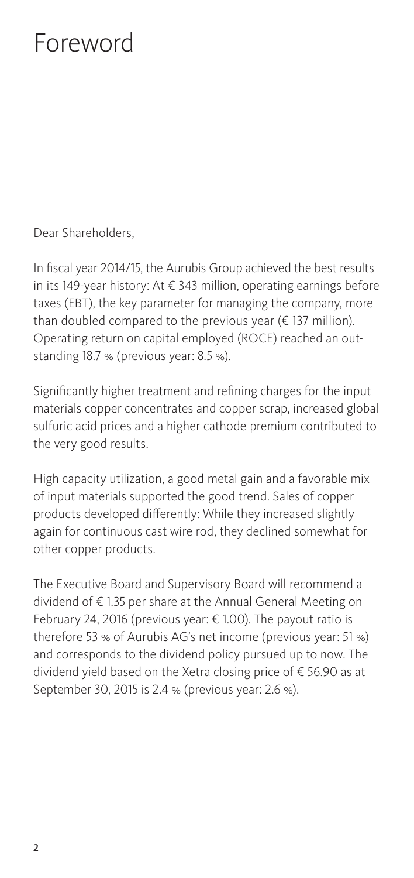# Foreword

Dear Shareholders,

In fiscal year 2014/15, the Aurubis Group achieved the best results in its 149-year history: At € 343 million, operating earnings before taxes (EBT), the key parameter for managing the company, more than doubled compared to the previous year (€ 137 million). Operating return on capital employed (ROCE) reached an outstanding 18.7 % (previous year: 8.5 %).

Significantly higher treatment and refining charges for the input materials copper concentrates and copper scrap, increased global sulfuric acid prices and a higher cathode premium contributed to the very good results.

High capacity utilization, a good metal gain and a favorable mix of input materials supported the good trend. Sales of copper products developed differently: While they increased slightly again for continuous cast wire rod, they declined somewhat for other copper products.

The Executive Board and Supervisory Board will recommend a dividend of € 1.35 per share at the Annual General Meeting on February 24, 2016 (previous year: € 1.00). The payout ratio is therefore 53 % of Aurubis AG's net income (previous year: 51 %) and corresponds to the dividend policy pursued up to now. The dividend yield based on the Xetra closing price of € 56.90 as at September 30, 2015 is 2.4 % (previous year: 2.6 %).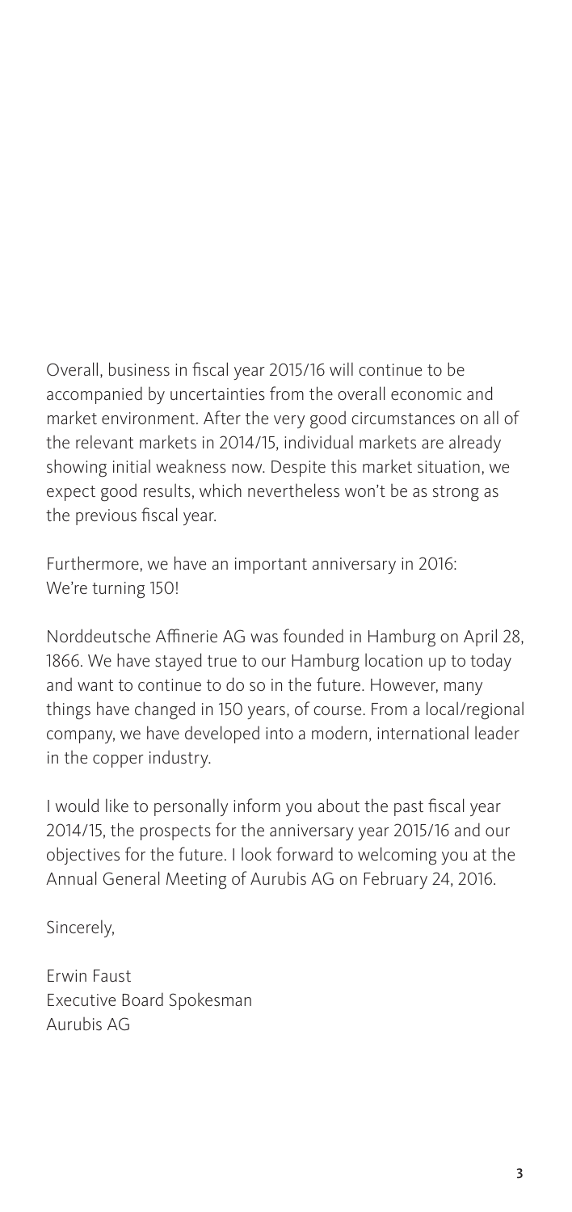Overall, business in fiscal year 2015/16 will continue to be accompanied by uncertainties from the overall economic and market environment. After the very good circumstances on all of the relevant markets in 2014/15, individual markets are already showing initial weakness now. Despite this market situation, we expect good results, which nevertheless won't be as strong as the previous fiscal year.

Furthermore, we have an important anniversary in 2016:
We're turning 150!

Norddeutsche Affinerie AG was founded in Hamburg on April 28, 1866. We have stayed true to our Hamburg location up to today and want to continue to do so in the future. However, many things have changed in 150 years, of course. From a local/regional company, we have developed into a modern, international leader in the copper industry.

I would like to personally inform you about the past fiscal year 2014/15, the prospects for the anniversary year 2015/16 and our objectives for the future. I look forward to welcoming you at the Annual General Meeting of Aurubis AG on February 24, 2016.

Sincerely,

Erwin Faust
Executive Board Spokesman
Aurubis AG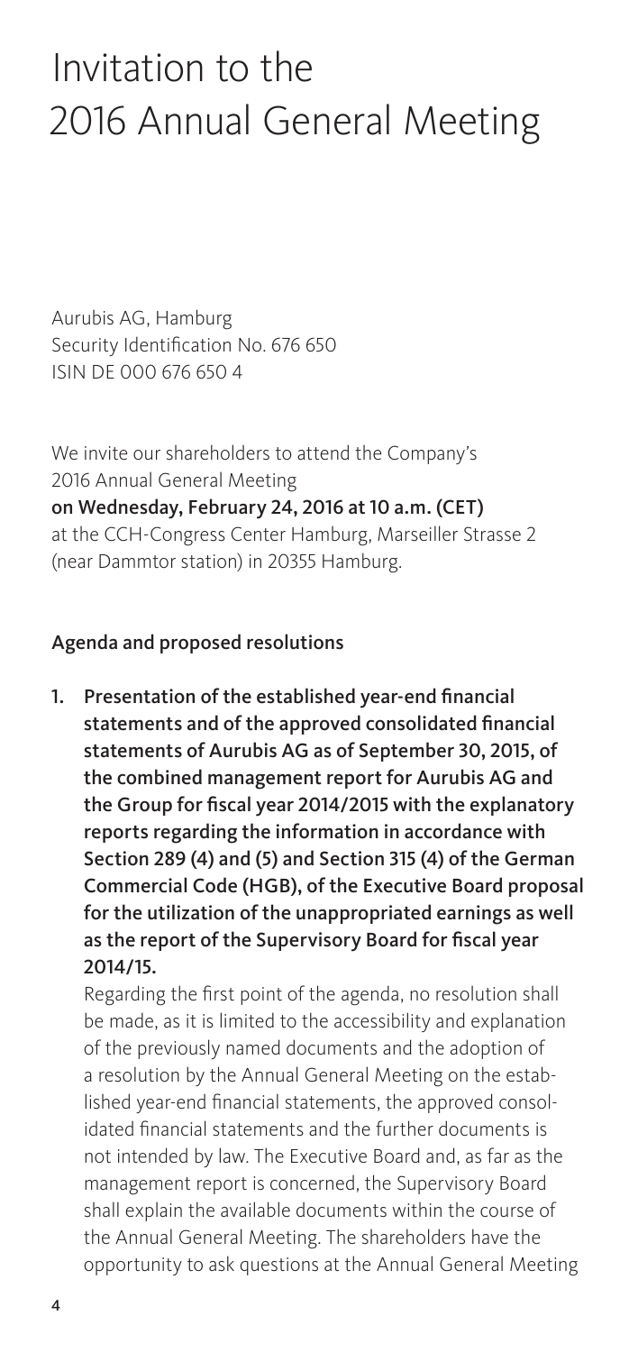# Invitation to the 2016 Annual General Meeting

Aurubis AG, Hamburg
Security Identification No. 676 650
ISIN DE 000 676 650 4

We invite our shareholders to attend the Company's 2016 Annual General Meeting
**on Wednesday, February 24, 2016 at 10 a.m. (CET)**
at the CCH-Congress Center Hamburg, Marseiller Strasse 2 (near Dammtor station) in 20355 Hamburg.

## Agenda and proposed resolutions

1. **Presentation of the established year-end financial statements and of the approved consolidated financial statements of Aurubis AG as of September 30, 2015, of the combined management report for Aurubis AG and the Group for fiscal year 2014/2015 with the explanatory reports regarding the information in accordance with Section 289 (4) and (5) and Section 315 (4) of the German Commercial Code (HGB), of the Executive Board proposal for the utilization of the unappropriated earnings as well as the report of the Supervisory Board for fiscal year 2014/15.**

   Regarding the first point of the agenda, no resolution shall be made, as it is limited to the accessibility and explanation of the previously named documents and the adoption of a resolution by the Annual General Meeting on the established year-end financial statements, the approved consolidated financial statements and the further documents is not intended by law. The Executive Board and, as far as the management report is concerned, the Supervisory Board shall explain the available documents within the course of the Annual General Meeting. The shareholders have the opportunity to ask questions at the Annual General Meeting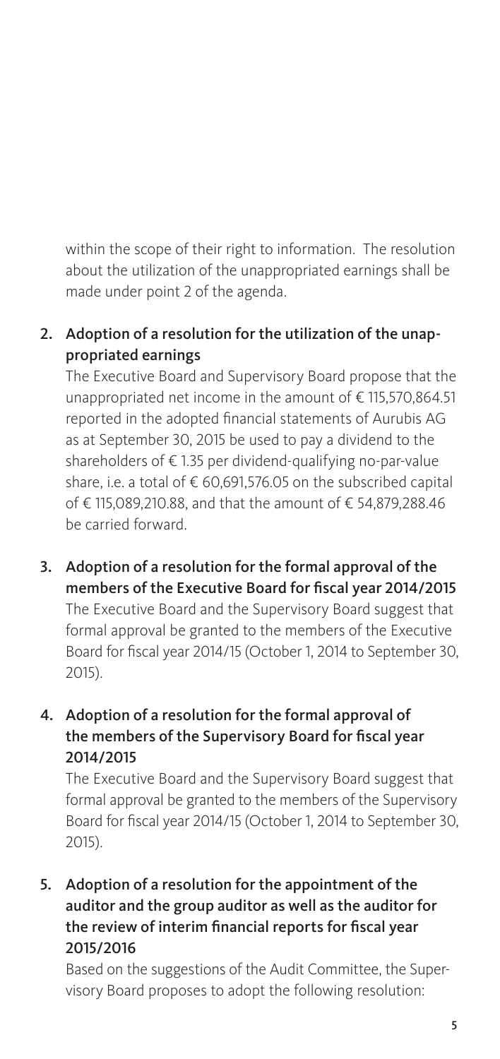within the scope of their right to information. The resolution about the utilization of the unappropriated earnings shall be made under point 2 of the agenda.

2. **Adoption of a resolution for the utilization of the unappropriated earnings**

   The Executive Board and Supervisory Board propose that the unappropriated net income in the amount of € 115,570,864.51 reported in the adopted financial statements of Aurubis AG as at September 30, 2015 be used to pay a dividend to the shareholders of € 1.35 per dividend-qualifying no-par-value share, i.e. a total of € 60,691,576.05 on the subscribed capital of € 115,089,210.88, and that the amount of € 54,879,288.46 be carried forward.

3. **Adoption of a resolution for the formal approval of the members of the Executive Board for fiscal year 2014/2015**

   The Executive Board and the Supervisory Board suggest that formal approval be granted to the members of the Executive Board for fiscal year 2014/15 (October 1, 2014 to September 30, 2015).

4. **Adoption of a resolution for the formal approval of the members of the Supervisory Board for fiscal year 2014/2015**

   The Executive Board and the Supervisory Board suggest that formal approval be granted to the members of the Supervisory Board for fiscal year 2014/15 (October 1, 2014 to September 30, 2015).

5. **Adoption of a resolution for the appointment of the auditor and the group auditor as well as the auditor for the review of interim financial reports for fiscal year 2015/2016**

   Based on the suggestions of the Audit Committee, the Supervisory Board proposes to adopt the following resolution: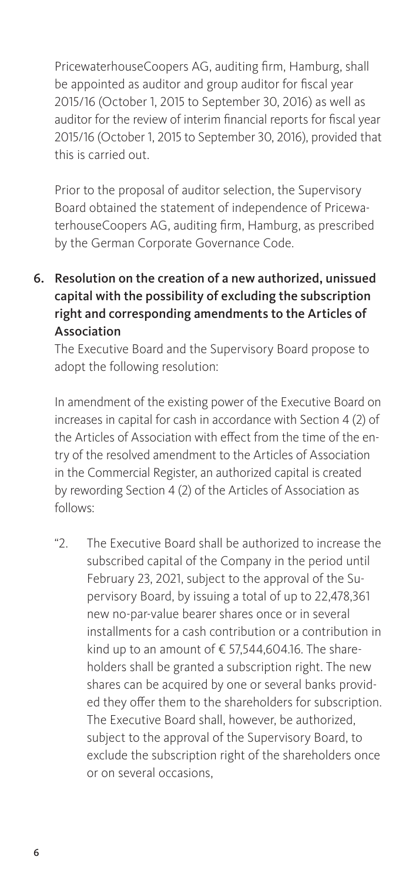PricewaterhouseCoopers AG, auditing firm, Hamburg, shall be appointed as auditor and group auditor for fiscal year 2015/16 (October 1, 2015 to September 30, 2016) as well as auditor for the review of interim financial reports for fiscal year 2015/16 (October 1, 2015 to September 30, 2016), provided that this is carried out.

Prior to the proposal of auditor selection, the Supervisory Board obtained the statement of independence of PricewaterhouseCoopers AG, auditing firm, Hamburg, as prescribed by the German Corporate Governance Code.

## 6. Resolution on the creation of a new authorized, unissued capital with the possibility of excluding the subscription right and corresponding amendments to the Articles of Association

The Executive Board and the Supervisory Board propose to adopt the following resolution:

In amendment of the existing power of the Executive Board on increases in capital for cash in accordance with Section 4 (2) of the Articles of Association with effect from the time of the entry of the resolved amendment to the Articles of Association in the Commercial Register, an authorized capital is created by rewording Section 4 (2) of the Articles of Association as follows:

"2. The Executive Board shall be authorized to increase the subscribed capital of the Company in the period until February 23, 2021, subject to the approval of the Supervisory Board, by issuing a total of up to 22,478,361 new no-par-value bearer shares once or in several installments for a cash contribution or a contribution in kind up to an amount of € 57,544,604.16. The shareholders shall be granted a subscription right. The new shares can be acquired by one or several banks provided they offer them to the shareholders for subscription. The Executive Board shall, however, be authorized, subject to the approval of the Supervisory Board, to exclude the subscription right of the shareholders once or on several occasions,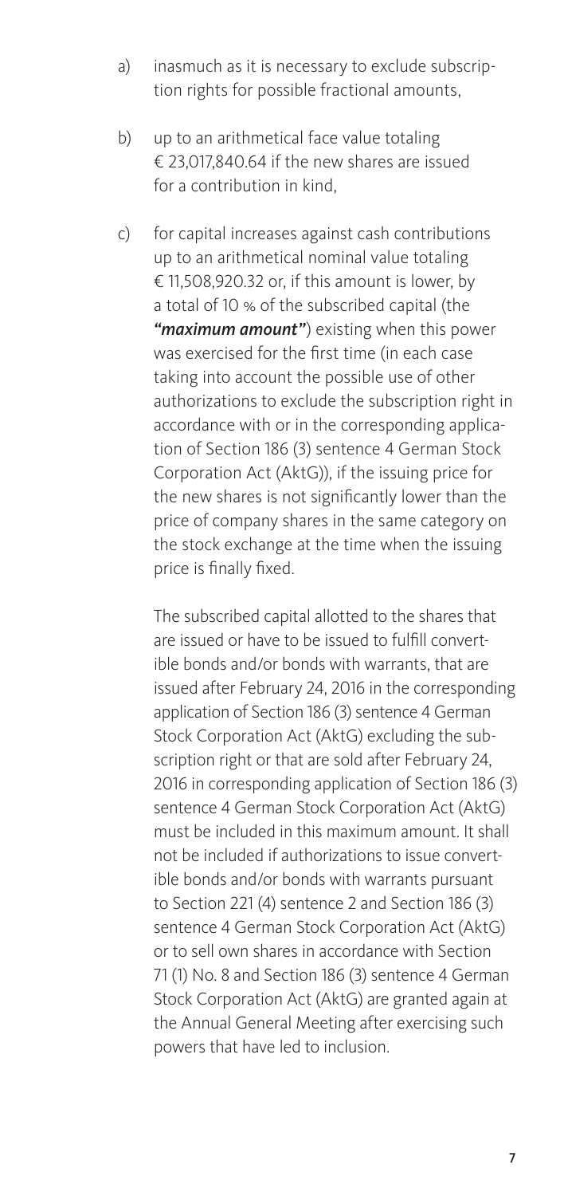a) inasmuch as it is necessary to exclude subscription rights for possible fractional amounts,

b) up to an arithmetical face value totaling € 23,017,840.64 if the new shares are issued for a contribution in kind,

c) for capital increases against cash contributions up to an arithmetical nominal value totaling € 11,508,920.32 or, if this amount is lower, by a total of 10 % of the subscribed capital (the ***"maximum amount"***) existing when this power was exercised for the first time (in each case taking into account the possible use of other authorizations to exclude the subscription right in accordance with or in the corresponding application of Section 186 (3) sentence 4 German Stock Corporation Act (AktG)), if the issuing price for the new shares is not significantly lower than the price of company shares in the same category on the stock exchange at the time when the issuing price is finally fixed.

   The subscribed capital allotted to the shares that are issued or have to be issued to fulfill convertible bonds and/or bonds with warrants, that are issued after February 24, 2016 in the corresponding application of Section 186 (3) sentence 4 German Stock Corporation Act (AktG) excluding the subscription right or that are sold after February 24, 2016 in corresponding application of Section 186 (3) sentence 4 German Stock Corporation Act (AktG) must be included in this maximum amount. It shall not be included if authorizations to issue convertible bonds and/or bonds with warrants pursuant to Section 221 (4) sentence 2 and Section 186 (3) sentence 4 German Stock Corporation Act (AktG) or to sell own shares in accordance with Section 71 (1) No. 8 and Section 186 (3) sentence 4 German Stock Corporation Act (AktG) are granted again at the Annual General Meeting after exercising such powers that have led to inclusion.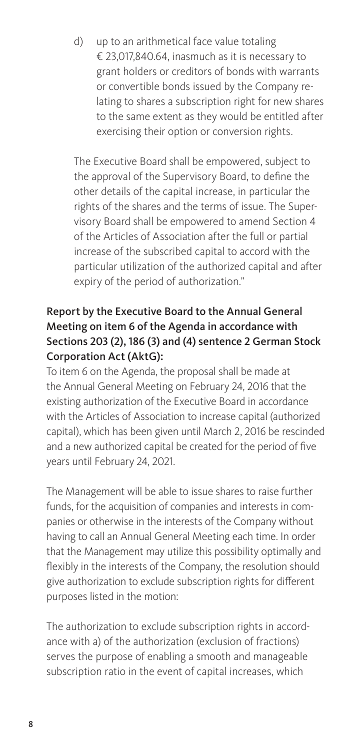d) up to an arithmetical face value totaling € 23,017,840.64, inasmuch as it is necessary to grant holders or creditors of bonds with warrants or convertible bonds issued by the Company relating to shares a subscription right for new shares to the same extent as they would be entitled after exercising their option or conversion rights.

The Executive Board shall be empowered, subject to the approval of the Supervisory Board, to define the other details of the capital increase, in particular the rights of the shares and the terms of issue. The Supervisory Board shall be empowered to amend Section 4 of the Articles of Association after the full or partial increase of the subscribed capital to accord with the particular utilization of the authorized capital and after expiry of the period of authorization."

**Report by the Executive Board to the Annual General Meeting on item 6 of the Agenda in accordance with Sections 203 (2), 186 (3) and (4) sentence 2 German Stock Corporation Act (AktG):**

To item 6 on the Agenda, the proposal shall be made at the Annual General Meeting on February 24, 2016 that the existing authorization of the Executive Board in accordance with the Articles of Association to increase capital (authorized capital), which has been given until March 2, 2016 be rescinded and a new authorized capital be created for the period of five years until February 24, 2021.

The Management will be able to issue shares to raise further funds, for the acquisition of companies and interests in companies or otherwise in the interests of the Company without having to call an Annual General Meeting each time. In order that the Management may utilize this possibility optimally and flexibly in the interests of the Company, the resolution should give authorization to exclude subscription rights for different purposes listed in the motion:

The authorization to exclude subscription rights in accordance with a) of the authorization (exclusion of fractions) serves the purpose of enabling a smooth and manageable subscription ratio in the event of capital increases, which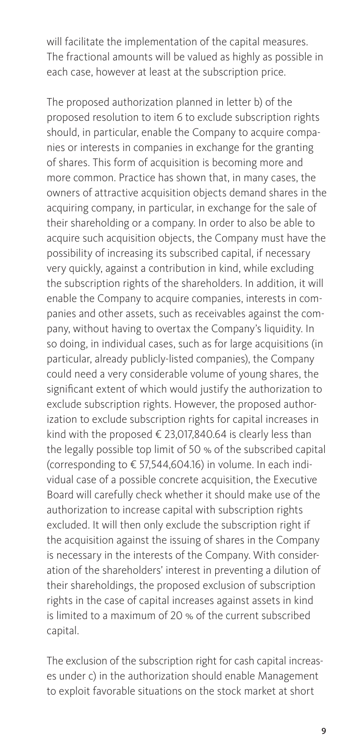will facilitate the implementation of the capital measures. The fractional amounts will be valued as highly as possible in each case, however at least at the subscription price.

The proposed authorization planned in letter b) of the proposed resolution to item 6 to exclude subscription rights should, in particular, enable the Company to acquire companies or interests in companies in exchange for the granting of shares. This form of acquisition is becoming more and more common. Practice has shown that, in many cases, the owners of attractive acquisition objects demand shares in the acquiring company, in particular, in exchange for the sale of their shareholding or a company. In order to also be able to acquire such acquisition objects, the Company must have the possibility of increasing its subscribed capital, if necessary very quickly, against a contribution in kind, while excluding the subscription rights of the shareholders. In addition, it will enable the Company to acquire companies, interests in companies and other assets, such as receivables against the company, without having to overtax the Company's liquidity. In so doing, in individual cases, such as for large acquisitions (in particular, already publicly-listed companies), the Company could need a very considerable volume of young shares, the significant extent of which would justify the authorization to exclude subscription rights. However, the proposed authorization to exclude subscription rights for capital increases in kind with the proposed € 23,017,840.64 is clearly less than the legally possible top limit of 50 % of the subscribed capital (corresponding to € 57,544,604.16) in volume. In each individual case of a possible concrete acquisition, the Executive Board will carefully check whether it should make use of the authorization to increase capital with subscription rights excluded. It will then only exclude the subscription right if the acquisition against the issuing of shares in the Company is necessary in the interests of the Company. With consideration of the shareholders' interest in preventing a dilution of their shareholdings, the proposed exclusion of subscription rights in the case of capital increases against assets in kind is limited to a maximum of 20 % of the current subscribed capital.

The exclusion of the subscription right for cash capital increases under c) in the authorization should enable Management to exploit favorable situations on the stock market at short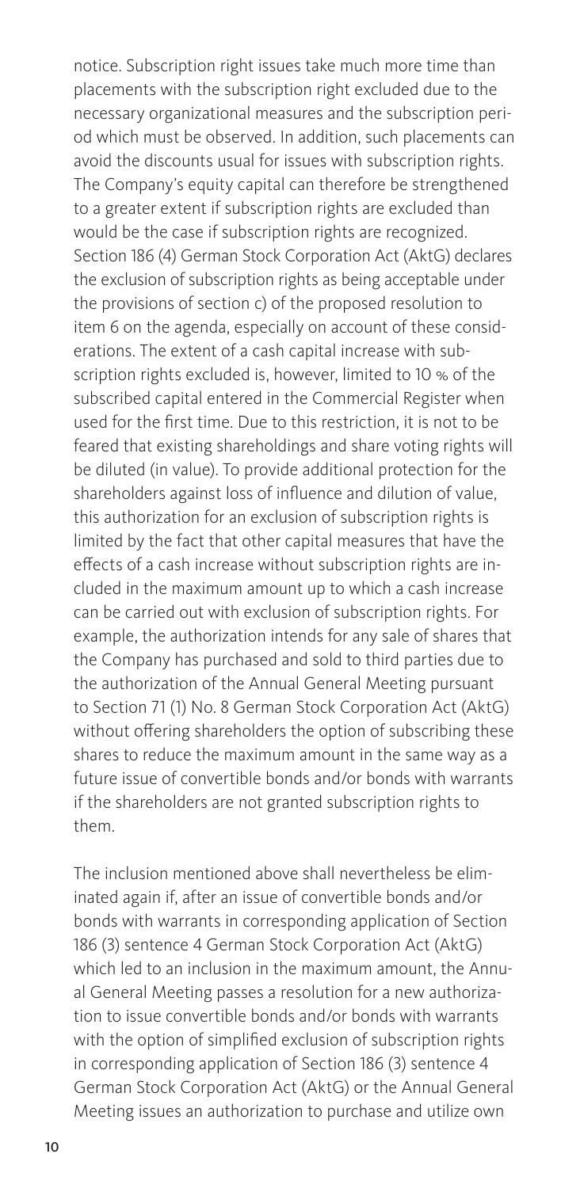notice. Subscription right issues take much more time than placements with the subscription right excluded due to the necessary organizational measures and the subscription period which must be observed. In addition, such placements can avoid the discounts usual for issues with subscription rights. The Company's equity capital can therefore be strengthened to a greater extent if subscription rights are excluded than would be the case if subscription rights are recognized. Section 186 (4) German Stock Corporation Act (AktG) declares the exclusion of subscription rights as being acceptable under the provisions of section c) of the proposed resolution to item 6 on the agenda, especially on account of these considerations. The extent of a cash capital increase with subscription rights excluded is, however, limited to 10 % of the subscribed capital entered in the Commercial Register when used for the first time. Due to this restriction, it is not to be feared that existing shareholdings and share voting rights will be diluted (in value). To provide additional protection for the shareholders against loss of influence and dilution of value, this authorization for an exclusion of subscription rights is limited by the fact that other capital measures that have the effects of a cash increase without subscription rights are included in the maximum amount up to which a cash increase can be carried out with exclusion of subscription rights. For example, the authorization intends for any sale of shares that the Company has purchased and sold to third parties due to the authorization of the Annual General Meeting pursuant to Section 71 (1) No. 8 German Stock Corporation Act (AktG) without offering shareholders the option of subscribing these shares to reduce the maximum amount in the same way as a future issue of convertible bonds and/or bonds with warrants if the shareholders are not granted subscription rights to them.

The inclusion mentioned above shall nevertheless be eliminated again if, after an issue of convertible bonds and/or bonds with warrants in corresponding application of Section 186 (3) sentence 4 German Stock Corporation Act (AktG) which led to an inclusion in the maximum amount, the Annual General Meeting passes a resolution for a new authorization to issue convertible bonds and/or bonds with warrants with the option of simplified exclusion of subscription rights in corresponding application of Section 186 (3) sentence 4 German Stock Corporation Act (AktG) or the Annual General Meeting issues an authorization to purchase and utilize own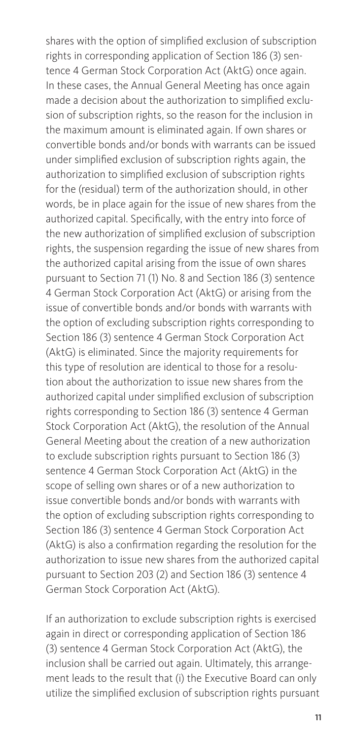shares with the option of simplified exclusion of subscription rights in corresponding application of Section 186 (3) sentence 4 German Stock Corporation Act (AktG) once again. In these cases, the Annual General Meeting has once again made a decision about the authorization to simplified exclusion of subscription rights, so the reason for the inclusion in the maximum amount is eliminated again. If own shares or convertible bonds and/or bonds with warrants can be issued under simplified exclusion of subscription rights again, the authorization to simplified exclusion of subscription rights for the (residual) term of the authorization should, in other words, be in place again for the issue of new shares from the authorized capital. Specifically, with the entry into force of the new authorization of simplified exclusion of subscription rights, the suspension regarding the issue of new shares from the authorized capital arising from the issue of own shares pursuant to Section 71 (1) No. 8 and Section 186 (3) sentence 4 German Stock Corporation Act (AktG) or arising from the issue of convertible bonds and/or bonds with warrants with the option of excluding subscription rights corresponding to Section 186 (3) sentence 4 German Stock Corporation Act (AktG) is eliminated. Since the majority requirements for this type of resolution are identical to those for a resolution about the authorization to issue new shares from the authorized capital under simplified exclusion of subscription rights corresponding to Section 186 (3) sentence 4 German Stock Corporation Act (AktG), the resolution of the Annual General Meeting about the creation of a new authorization to exclude subscription rights pursuant to Section 186 (3) sentence 4 German Stock Corporation Act (AktG) in the scope of selling own shares or of a new authorization to issue convertible bonds and/or bonds with warrants with the option of excluding subscription rights corresponding to Section 186 (3) sentence 4 German Stock Corporation Act (AktG) is also a confirmation regarding the resolution for the authorization to issue new shares from the authorized capital pursuant to Section 203 (2) and Section 186 (3) sentence 4 German Stock Corporation Act (AktG).

If an authorization to exclude subscription rights is exercised again in direct or corresponding application of Section 186 (3) sentence 4 German Stock Corporation Act (AktG), the inclusion shall be carried out again. Ultimately, this arrangement leads to the result that (i) the Executive Board can only utilize the simplified exclusion of subscription rights pursuant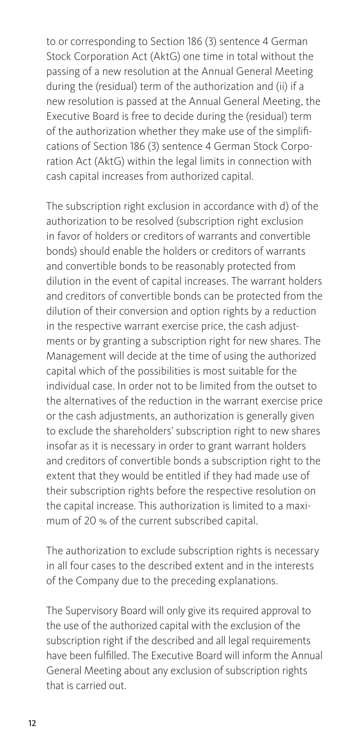to or corresponding to Section 186 (3) sentence 4 German Stock Corporation Act (AktG) one time in total without the passing of a new resolution at the Annual General Meeting during the (residual) term of the authorization and (ii) if a new resolution is passed at the Annual General Meeting, the Executive Board is free to decide during the (residual) term of the authorization whether they make use of the simplifications of Section 186 (3) sentence 4 German Stock Corporation Act (AktG) within the legal limits in connection with cash capital increases from authorized capital.

The subscription right exclusion in accordance with d) of the authorization to be resolved (subscription right exclusion in favor of holders or creditors of warrants and convertible bonds) should enable the holders or creditors of warrants and convertible bonds to be reasonably protected from dilution in the event of capital increases. The warrant holders and creditors of convertible bonds can be protected from the dilution of their conversion and option rights by a reduction in the respective warrant exercise price, the cash adjustments or by granting a subscription right for new shares. The Management will decide at the time of using the authorized capital which of the possibilities is most suitable for the individual case. In order not to be limited from the outset to the alternatives of the reduction in the warrant exercise price or the cash adjustments, an authorization is generally given to exclude the shareholders' subscription right to new shares insofar as it is necessary in order to grant warrant holders and creditors of convertible bonds a subscription right to the extent that they would be entitled if they had made use of their subscription rights before the respective resolution on the capital increase. This authorization is limited to a maximum of 20 % of the current subscribed capital.

The authorization to exclude subscription rights is necessary in all four cases to the described extent and in the interests of the Company due to the preceding explanations.

The Supervisory Board will only give its required approval to the use of the authorized capital with the exclusion of the subscription right if the described and all legal requirements have been fulfilled. The Executive Board will inform the Annual General Meeting about any exclusion of subscription rights that is carried out.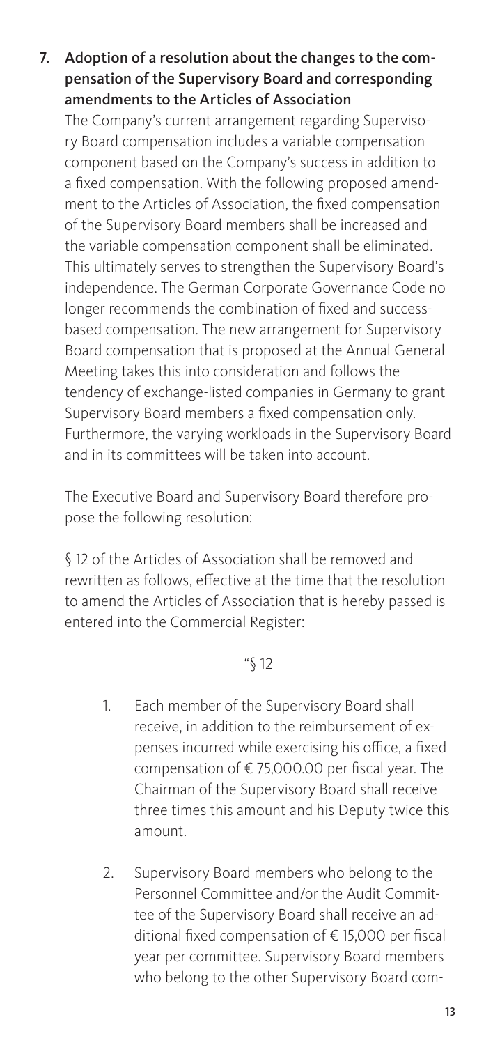## 7. Adoption of a resolution about the changes to the compensation of the Supervisory Board and corresponding amendments to the Articles of Association

The Company's current arrangement regarding Supervisory Board compensation includes a variable compensation component based on the Company's success in addition to a fixed compensation. With the following proposed amendment to the Articles of Association, the fixed compensation of the Supervisory Board members shall be increased and the variable compensation component shall be eliminated. This ultimately serves to strengthen the Supervisory Board's independence. The German Corporate Governance Code no longer recommends the combination of fixed and success-based compensation. The new arrangement for Supervisory Board compensation that is proposed at the Annual General Meeting takes this into consideration and follows the tendency of exchange-listed companies in Germany to grant Supervisory Board members a fixed compensation only. Furthermore, the varying workloads in the Supervisory Board and in its committees will be taken into account.

The Executive Board and Supervisory Board therefore propose the following resolution:

§ 12 of the Articles of Association shall be removed and rewritten as follows, effective at the time that the resolution to amend the Articles of Association that is hereby passed is entered into the Commercial Register:

"§ 12

1. Each member of the Supervisory Board shall receive, in addition to the reimbursement of expenses incurred while exercising his office, a fixed compensation of € 75,000.00 per fiscal year. The Chairman of the Supervisory Board shall receive three times this amount and his Deputy twice this amount.

2. Supervisory Board members who belong to the Personnel Committee and/or the Audit Committee of the Supervisory Board shall receive an additional fixed compensation of € 15,000 per fiscal year per committee. Supervisory Board members who belong to the other Supervisory Board com-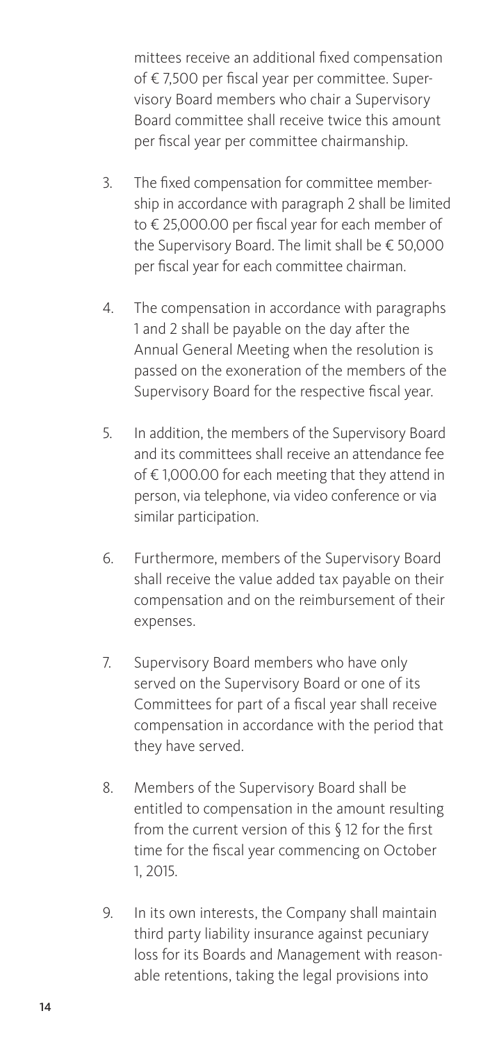mittees receive an additional fixed compensation of € 7,500 per fiscal year per committee. Supervisory Board members who chair a Supervisory Board committee shall receive twice this amount per fiscal year per committee chairmanship.

3. The fixed compensation for committee membership in accordance with paragraph 2 shall be limited to € 25,000.00 per fiscal year for each member of the Supervisory Board. The limit shall be € 50,000 per fiscal year for each committee chairman.

4. The compensation in accordance with paragraphs 1 and 2 shall be payable on the day after the Annual General Meeting when the resolution is passed on the exoneration of the members of the Supervisory Board for the respective fiscal year.

5. In addition, the members of the Supervisory Board and its committees shall receive an attendance fee of € 1,000.00 for each meeting that they attend in person, via telephone, via video conference or via similar participation.

6. Furthermore, members of the Supervisory Board shall receive the value added tax payable on their compensation and on the reimbursement of their expenses.

7. Supervisory Board members who have only served on the Supervisory Board or one of its Committees for part of a fiscal year shall receive compensation in accordance with the period that they have served.

8. Members of the Supervisory Board shall be entitled to compensation in the amount resulting from the current version of this § 12 for the first time for the fiscal year commencing on October 1, 2015.

9. In its own interests, the Company shall maintain third party liability insurance against pecuniary loss for its Boards and Management with reasonable retentions, taking the legal provisions into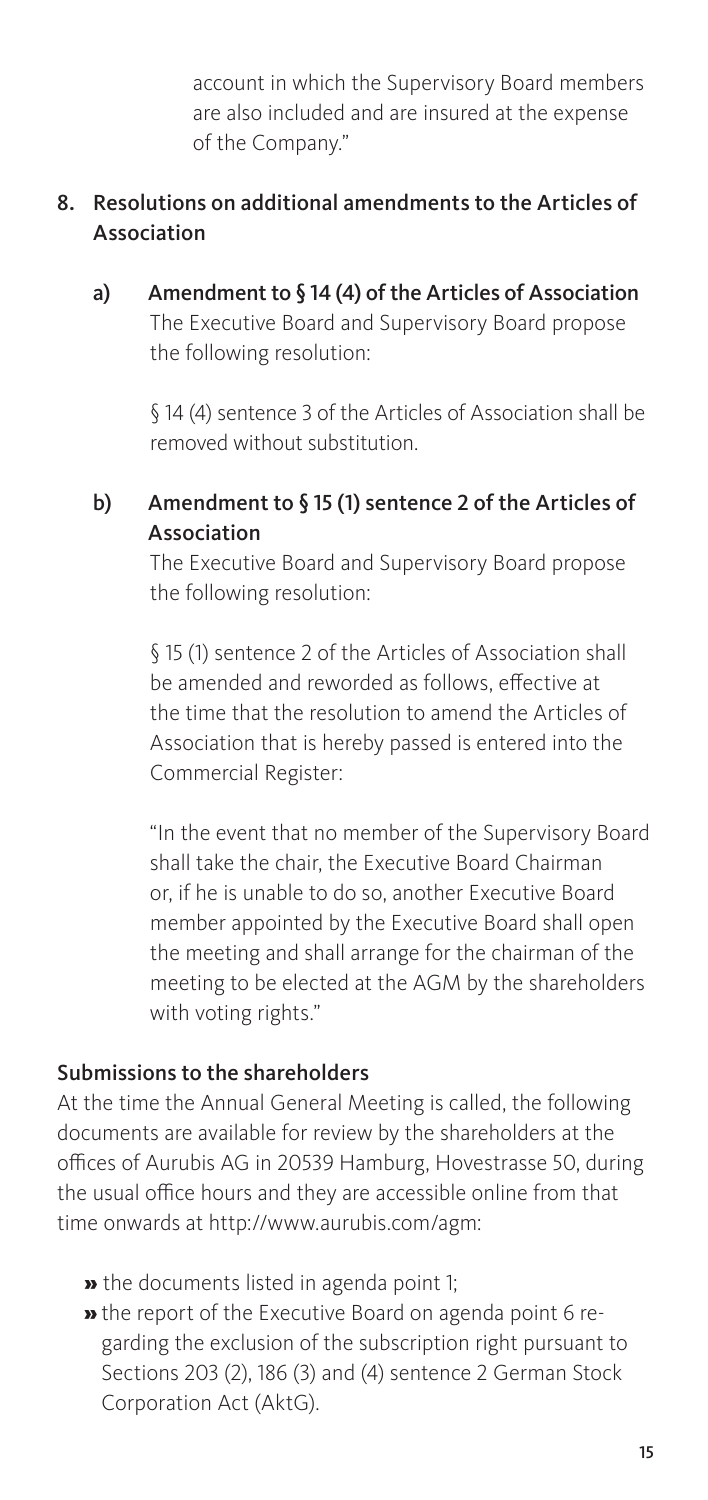account in which the Supervisory Board members are also included and are insured at the expense of the Company."

## 8. Resolutions on additional amendments to the Articles of Association

### a) Amendment to § 14 (4) of the Articles of Association

The Executive Board and Supervisory Board propose the following resolution:

§ 14 (4) sentence 3 of the Articles of Association shall be removed without substitution.

### b) Amendment to § 15 (1) sentence 2 of the Articles of Association

The Executive Board and Supervisory Board propose the following resolution:

§ 15 (1) sentence 2 of the Articles of Association shall be amended and reworded as follows, effective at the time that the resolution to amend the Articles of Association that is hereby passed is entered into the Commercial Register:

"In the event that no member of the Supervisory Board shall take the chair, the Executive Board Chairman or, if he is unable to do so, another Executive Board member appointed by the Executive Board shall open the meeting and shall arrange for the chairman of the meeting to be elected at the AGM by the shareholders with voting rights."

## Submissions to the shareholders

At the time the Annual General Meeting is called, the following documents are available for review by the shareholders at the offices of Aurubis AG in 20539 Hamburg, Hovestrasse 50, during the usual office hours and they are accessible online from that time onwards at http://www.aurubis.com/agm:

- the documents listed in agenda point 1;
- the report of the Executive Board on agenda point 6 regarding the exclusion of the subscription right pursuant to Sections 203 (2), 186 (3) and (4) sentence 2 German Stock Corporation Act (AktG).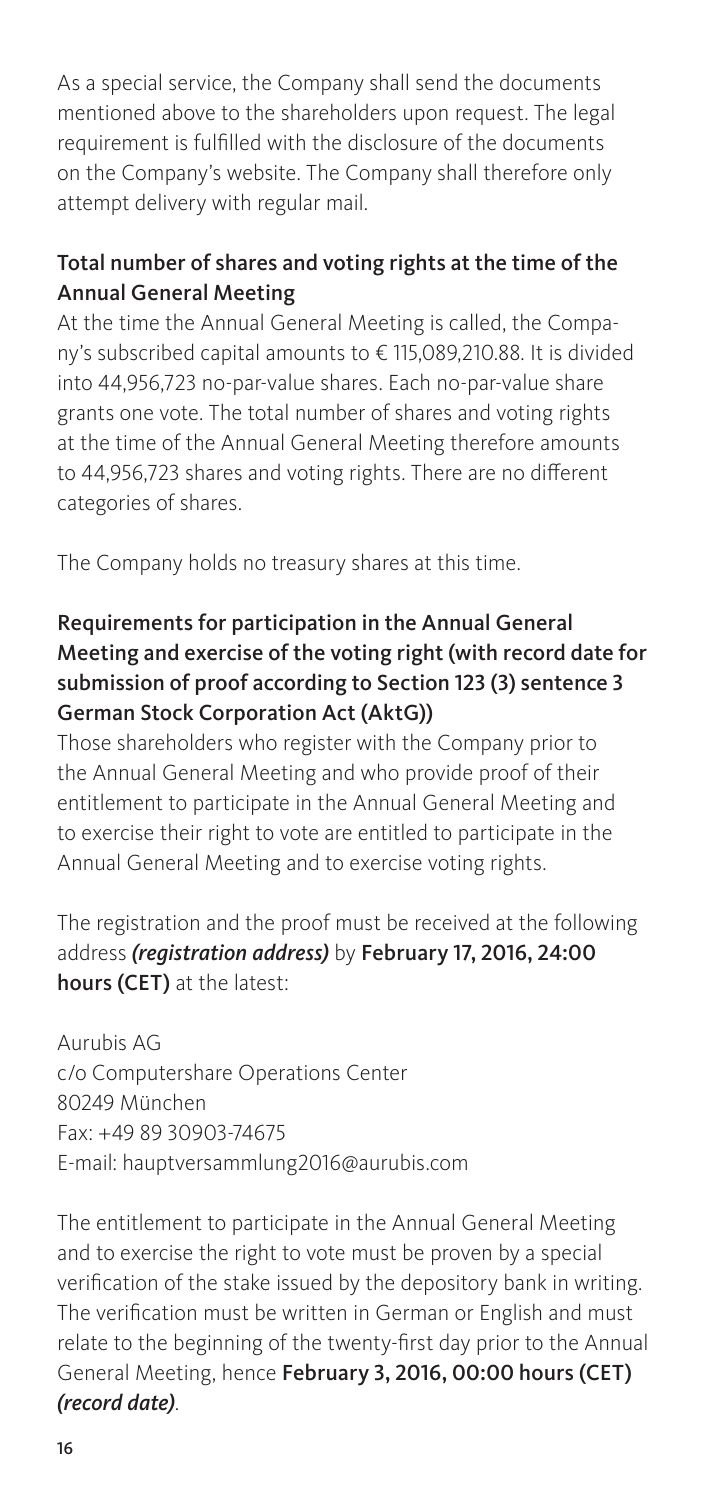As a special service, the Company shall send the documents mentioned above to the shareholders upon request. The legal requirement is fulfilled with the disclosure of the documents on the Company's website. The Company shall therefore only attempt delivery with regular mail.

### Total number of shares and voting rights at the time of the Annual General Meeting

At the time the Annual General Meeting is called, the Company's subscribed capital amounts to € 115,089,210.88. It is divided into 44,956,723 no-par-value shares. Each no-par-value share grants one vote. The total number of shares and voting rights at the time of the Annual General Meeting therefore amounts to 44,956,723 shares and voting rights. There are no different categories of shares.

The Company holds no treasury shares at this time.

### Requirements for participation in the Annual General Meeting and exercise of the voting right (with record date for submission of proof according to Section 123 (3) sentence 3 German Stock Corporation Act (AktG))

Those shareholders who register with the Company prior to the Annual General Meeting and who provide proof of their entitlement to participate in the Annual General Meeting and to exercise their right to vote are entitled to participate in the Annual General Meeting and to exercise voting rights.

The registration and the proof must be received at the following address ***(registration address)*** by **February 17, 2016, 24:00 hours (CET)** at the latest:

Aurubis AG
c/o Computershare Operations Center
80249 München
Fax: +49 89 30903-74675
E-mail: hauptversammlung2016@aurubis.com

The entitlement to participate in the Annual General Meeting and to exercise the right to vote must be proven by a special verification of the stake issued by the depository bank in writing. The verification must be written in German or English and must relate to the beginning of the twenty-first day prior to the Annual General Meeting, hence **February 3, 2016, 00:00 hours (CET)** ***(record date)***.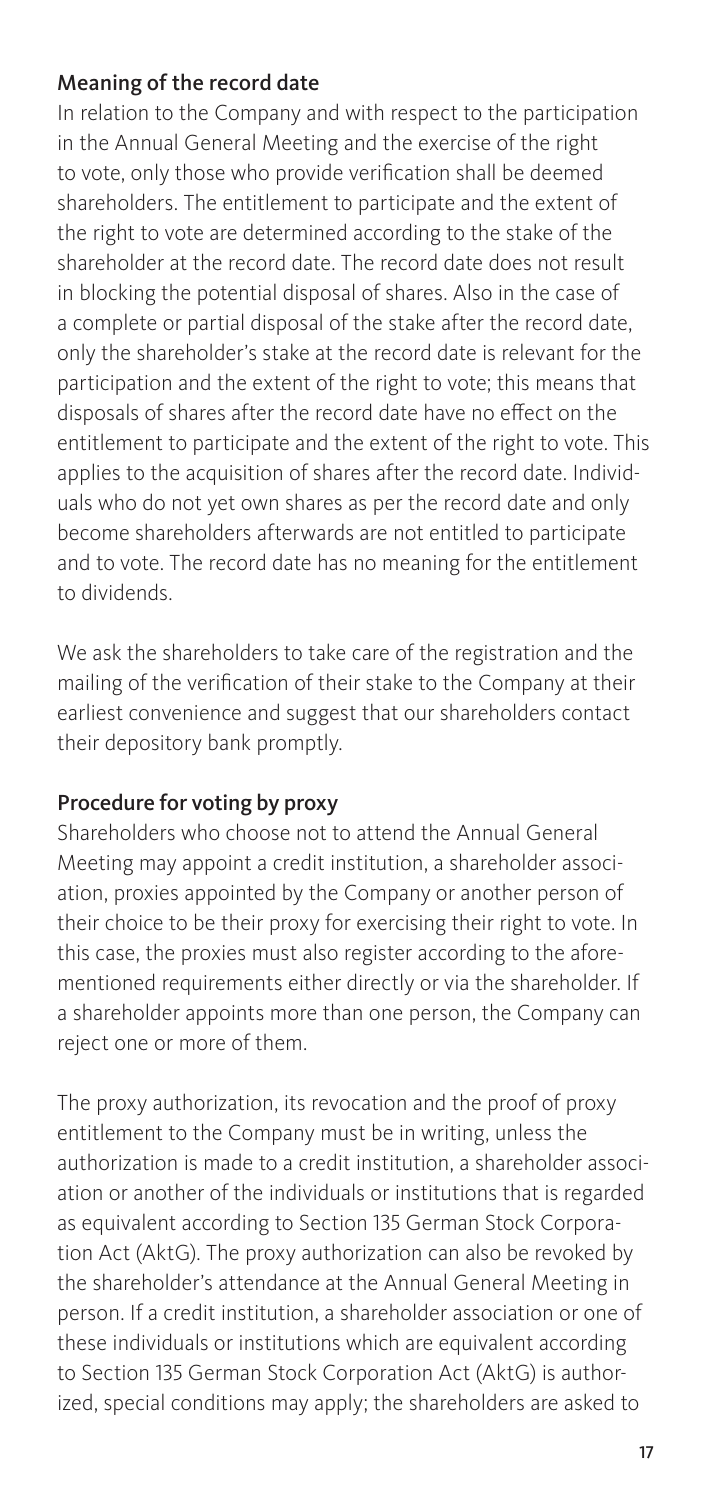### Meaning of the record date

In relation to the Company and with respect to the participation in the Annual General Meeting and the exercise of the right to vote, only those who provide verification shall be deemed shareholders. The entitlement to participate and the extent of the right to vote are determined according to the stake of the shareholder at the record date. The record date does not result in blocking the potential disposal of shares. Also in the case of a complete or partial disposal of the stake after the record date, only the shareholder's stake at the record date is relevant for the participation and the extent of the right to vote; this means that disposals of shares after the record date have no effect on the entitlement to participate and the extent of the right to vote. This applies to the acquisition of shares after the record date. Individuals who do not yet own shares as per the record date and only become shareholders afterwards are not entitled to participate and to vote. The record date has no meaning for the entitlement to dividends.

We ask the shareholders to take care of the registration and the mailing of the verification of their stake to the Company at their earliest convenience and suggest that our shareholders contact their depository bank promptly.

### Procedure for voting by proxy

Shareholders who choose not to attend the Annual General Meeting may appoint a credit institution, a shareholder association, proxies appointed by the Company or another person of their choice to be their proxy for exercising their right to vote. In this case, the proxies must also register according to the aforementioned requirements either directly or via the shareholder. If a shareholder appoints more than one person, the Company can reject one or more of them.

The proxy authorization, its revocation and the proof of proxy entitlement to the Company must be in writing, unless the authorization is made to a credit institution, a shareholder association or another of the individuals or institutions that is regarded as equivalent according to Section 135 German Stock Corporation Act (AktG). The proxy authorization can also be revoked by the shareholder's attendance at the Annual General Meeting in person. If a credit institution, a shareholder association or one of these individuals or institutions which are equivalent according to Section 135 German Stock Corporation Act (AktG) is authorized, special conditions may apply; the shareholders are asked to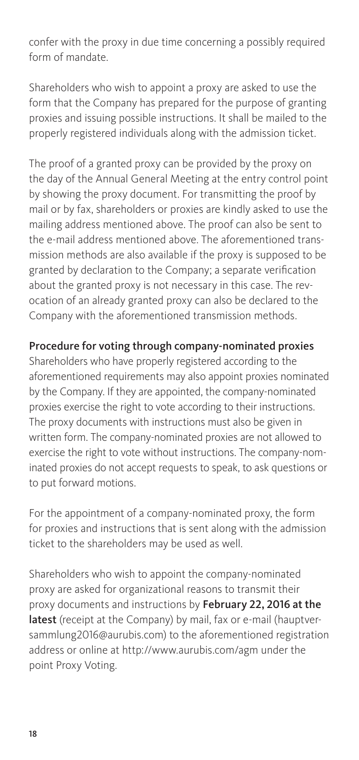confer with the proxy in due time concerning a possibly required form of mandate.

Shareholders who wish to appoint a proxy are asked to use the form that the Company has prepared for the purpose of granting proxies and issuing possible instructions. It shall be mailed to the properly registered individuals along with the admission ticket.

The proof of a granted proxy can be provided by the proxy on the day of the Annual General Meeting at the entry control point by showing the proxy document. For transmitting the proof by mail or by fax, shareholders or proxies are kindly asked to use the mailing address mentioned above. The proof can also be sent to the e-mail address mentioned above. The aforementioned transmission methods are also available if the proxy is supposed to be granted by declaration to the Company; a separate verification about the granted proxy is not necessary in this case. The revocation of an already granted proxy can also be declared to the Company with the aforementioned transmission methods.

**Procedure for voting through company-nominated proxies**

Shareholders who have properly registered according to the aforementioned requirements may also appoint proxies nominated by the Company. If they are appointed, the company-nominated proxies exercise the right to vote according to their instructions. The proxy documents with instructions must also be given in written form. The company-nominated proxies are not allowed to exercise the right to vote without instructions. The company-nominated proxies do not accept requests to speak, to ask questions or to put forward motions.

For the appointment of a company-nominated proxy, the form for proxies and instructions that is sent along with the admission ticket to the shareholders may be used as well.

Shareholders who wish to appoint the company-nominated proxy are asked for organizational reasons to transmit their proxy documents and instructions by **February 22, 2016 at the latest** (receipt at the Company) by mail, fax or e-mail (hauptversammlung2016@aurubis.com) to the aforementioned registration address or online at http://www.aurubis.com/agm under the point Proxy Voting.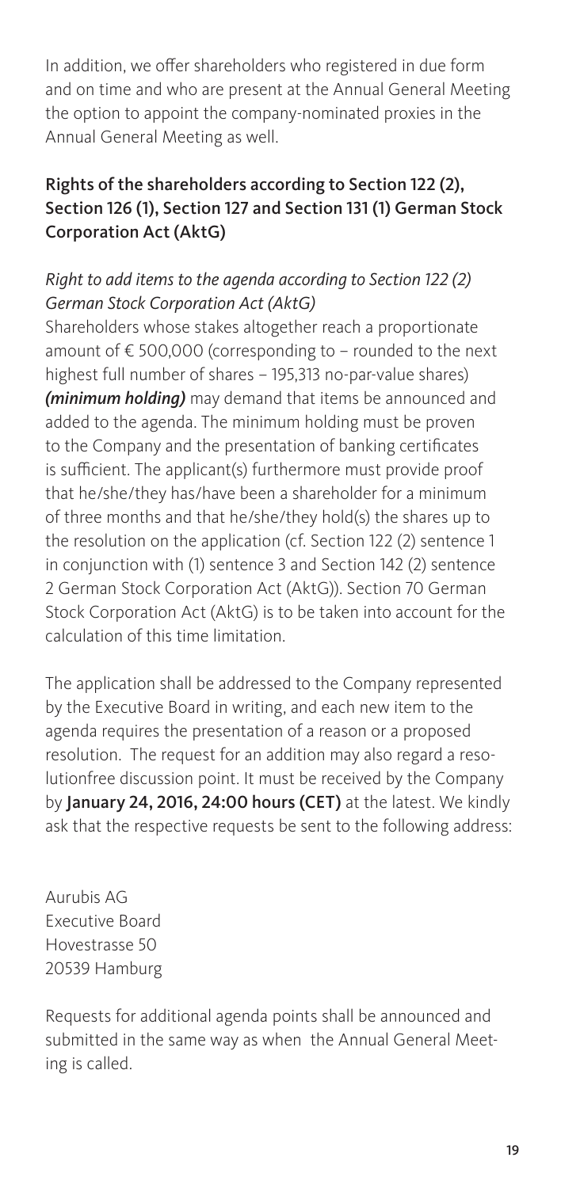In addition, we offer shareholders who registered in due form and on time and who are present at the Annual General Meeting the option to appoint the company-nominated proxies in the Annual General Meeting as well.

## Rights of the shareholders according to Section 122 (2), Section 126 (1), Section 127 and Section 131 (1) German Stock Corporation Act (AktG)

### *Right to add items to the agenda according to Section 122 (2) German Stock Corporation Act (AktG)*

Shareholders whose stakes altogether reach a proportionate amount of € 500,000 (corresponding to – rounded to the next highest full number of shares – 195,313 no-par-value shares) ***(minimum holding)*** may demand that items be announced and added to the agenda. The minimum holding must be proven to the Company and the presentation of banking certificates is sufficient. The applicant(s) furthermore must provide proof that he/she/they has/have been a shareholder for a minimum of three months and that he/she/they hold(s) the shares up to the resolution on the application (cf. Section 122 (2) sentence 1 in conjunction with (1) sentence 3 and Section 142 (2) sentence 2 German Stock Corporation Act (AktG)). Section 70 German Stock Corporation Act (AktG) is to be taken into account for the calculation of this time limitation.

The application shall be addressed to the Company represented by the Executive Board in writing, and each new item to the agenda requires the presentation of a reason or a proposed resolution. The request for an addition may also regard a resolutionfree discussion point. It must be received by the Company by **January 24, 2016, 24:00 hours (CET)** at the latest. We kindly ask that the respective requests be sent to the following address:

Aurubis AG
Executive Board
Hovestrasse 50
20539 Hamburg

Requests for additional agenda points shall be announced and submitted in the same way as when the Annual General Meeting is called.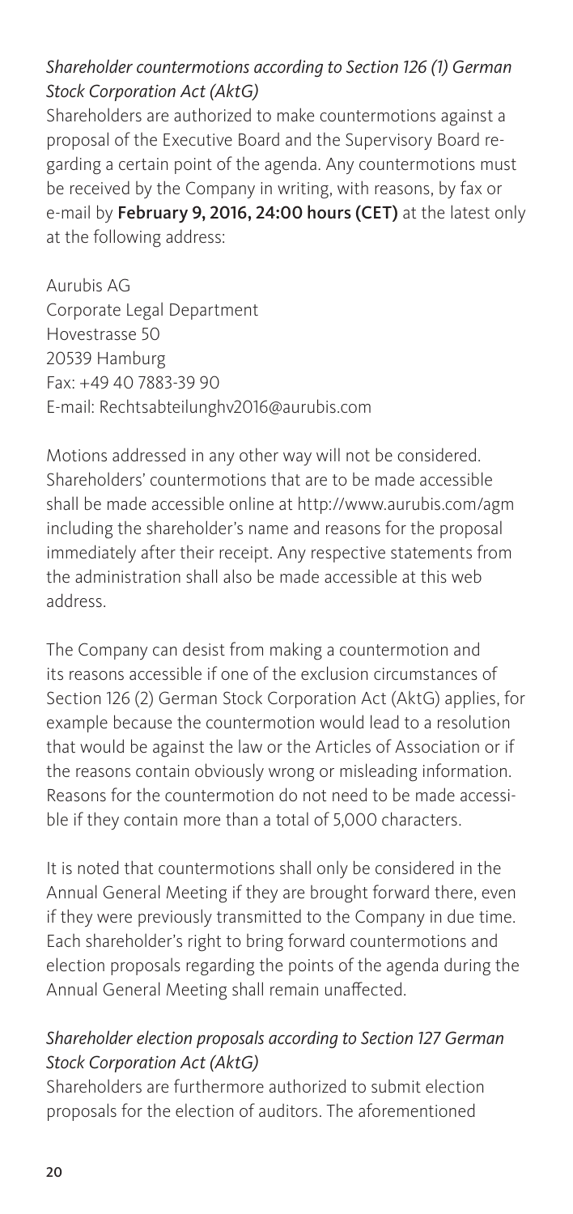### *Shareholder countermotions according to Section 126 (1) German Stock Corporation Act (AktG)*

Shareholders are authorized to make countermotions against a proposal of the Executive Board and the Supervisory Board regarding a certain point of the agenda. Any countermotions must be received by the Company in writing, with reasons, by fax or e-mail by **February 9, 2016, 24:00 hours (CET)** at the latest only at the following address:

Aurubis AG
Corporate Legal Department
Hovestrasse 50
20539 Hamburg
Fax: +49 40 7883-39 90
E-mail: Rechtsabteilunghv2016@aurubis.com

Motions addressed in any other way will not be considered. Shareholders' countermotions that are to be made accessible shall be made accessible online at http://www.aurubis.com/agm including the shareholder's name and reasons for the proposal immediately after their receipt. Any respective statements from the administration shall also be made accessible at this web address.

The Company can desist from making a countermotion and its reasons accessible if one of the exclusion circumstances of Section 126 (2) German Stock Corporation Act (AktG) applies, for example because the countermotion would lead to a resolution that would be against the law or the Articles of Association or if the reasons contain obviously wrong or misleading information. Reasons for the countermotion do not need to be made accessible if they contain more than a total of 5,000 characters.

It is noted that countermotions shall only be considered in the Annual General Meeting if they are brought forward there, even if they were previously transmitted to the Company in due time. Each shareholder's right to bring forward countermotions and election proposals regarding the points of the agenda during the Annual General Meeting shall remain unaffected.

### *Shareholder election proposals according to Section 127 German Stock Corporation Act (AktG)*

Shareholders are furthermore authorized to submit election proposals for the election of auditors. The aforementioned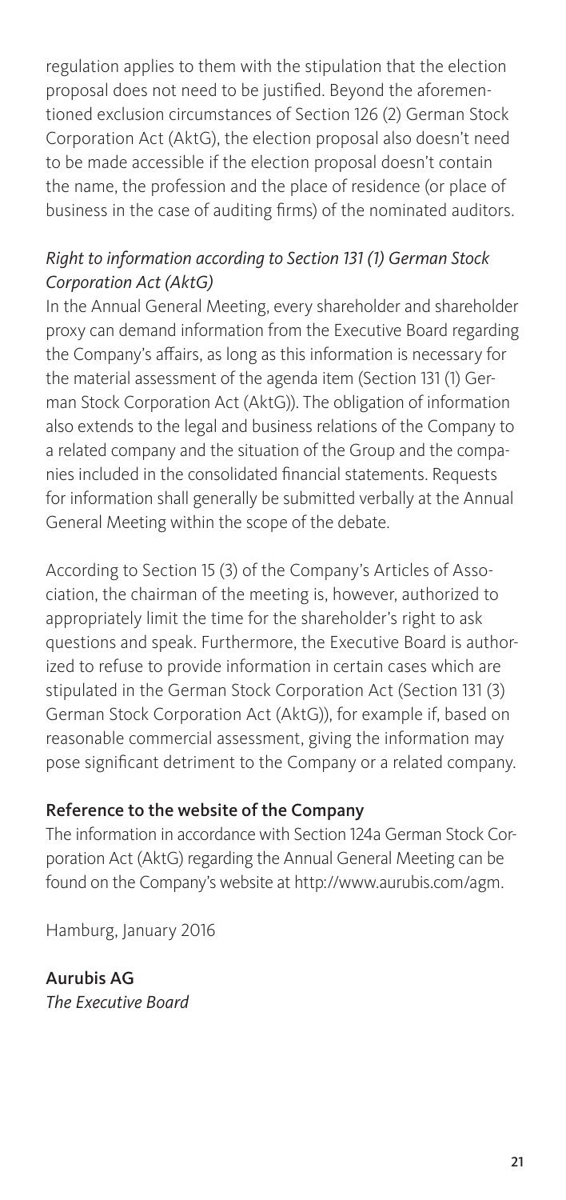regulation applies to them with the stipulation that the election proposal does not need to be justified. Beyond the aforementioned exclusion circumstances of Section 126 (2) German Stock Corporation Act (AktG), the election proposal also doesn't need to be made accessible if the election proposal doesn't contain the name, the profession and the place of residence (or place of business in the case of auditing firms) of the nominated auditors.

*Right to information according to Section 131 (1) German Stock Corporation Act (AktG)*

In the Annual General Meeting, every shareholder and shareholder proxy can demand information from the Executive Board regarding the Company's affairs, as long as this information is necessary for the material assessment of the agenda item (Section 131 (1) German Stock Corporation Act (AktG)). The obligation of information also extends to the legal and business relations of the Company to a related company and the situation of the Group and the companies included in the consolidated financial statements. Requests for information shall generally be submitted verbally at the Annual General Meeting within the scope of the debate.

According to Section 15 (3) of the Company's Articles of Association, the chairman of the meeting is, however, authorized to appropriately limit the time for the shareholder's right to ask questions and speak. Furthermore, the Executive Board is authorized to refuse to provide information in certain cases which are stipulated in the German Stock Corporation Act (Section 131 (3) German Stock Corporation Act (AktG)), for example if, based on reasonable commercial assessment, giving the information may pose significant detriment to the Company or a related company.

**Reference to the website of the Company**

The information in accordance with Section 124a German Stock Corporation Act (AktG) regarding the Annual General Meeting can be found on the Company's website at http://www.aurubis.com/agm.

Hamburg, January 2016

**Aurubis AG**
*The Executive Board*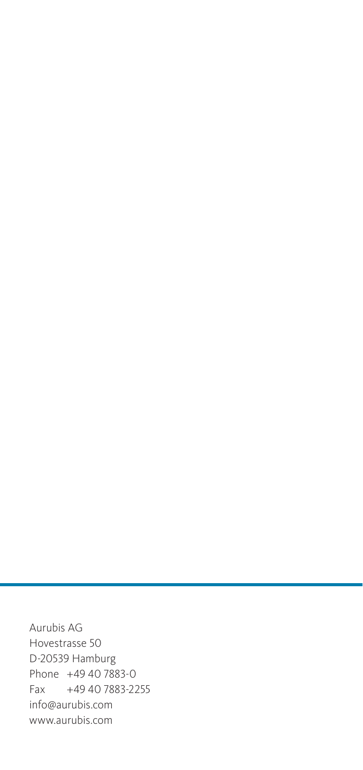Aurubis AG
Hovestrasse 50
D-20539 Hamburg
Phone +49 40 7883-0
Fax +49 40 7883-2255
info@aurubis.com
www.aurubis.com